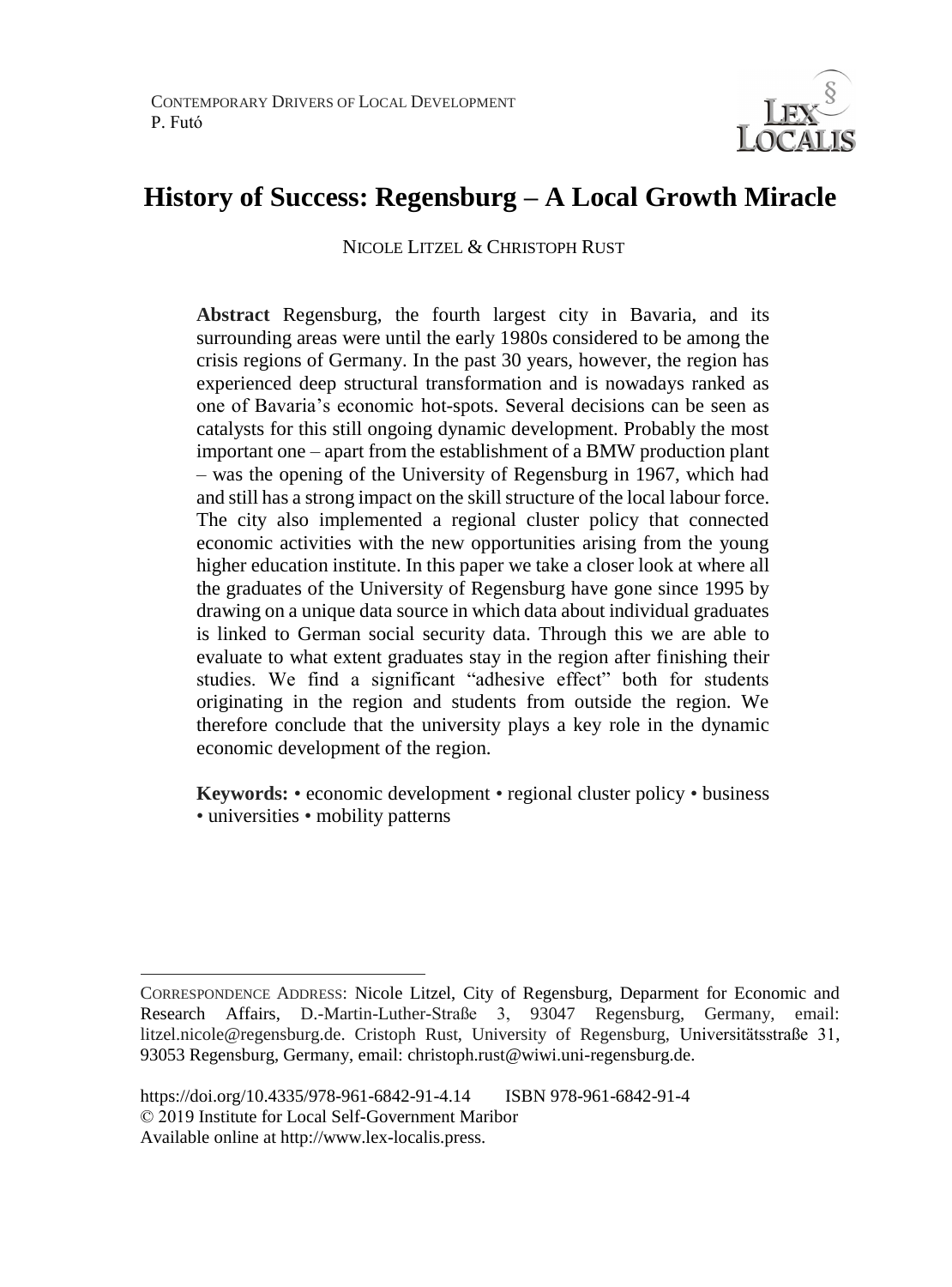# History of Success: Regensburg – A Local Growth Miracle

NICOLE LITZEL & CHRISTOPH RUST

**Abstract** Regensburg, the fourth largest city in Bavaria, and its surrounding areas were until the early 1980s considered to be among the crisis regions of Germany. In the past 30 years, however, the region has experienced deep structural transformation and is nowadays ranked as one of Bavaria's economic hot-spots. Several decisions can be seen as catalysts for this still ongoing dynamic development. Probably the most important one – apart from the establishment of a BMW production plant – was the opening of the University of Regensburg in 1967, which had and still has a strong impact on the skill structure of the local labour force. The city also implemented a regional cluster policy that connected economic activities with the new opportunities arising from the young higher education institute. In this paper we take a closer look at where all the graduates of the University of Regensburg have gone since 1995 by drawing on a unique data source in which data about individual graduates is linked to German social security data. Through this we are able to evaluate to what extent graduates stay in the region after finishing their studies. We find a significant "adhesive effect" both for students originating in the region and students from outside the region. We therefore conclude that the university plays a key role in the dynamic economic development of the region.

**Keywords:** • economic development • regional cluster policy • business • universities • mobility patterns

---

CORRESPONDENCE ADDRESS: Nicole Litzel, City of Regensburg, Deparment for Economic and Research Affairs, D.-Martin-Luther-Straße 3, 93047 Regensburg, Germany, email: litzel.nicole@regensburg.de. Cristoph Rust, University of Regensburg, Universitätsstraße 31, 93053 Regensburg, Germany, email: christoph.rust@wiwi.uni-regensburg.de.

https://doi.org/10.4335/978-961-6842-91-4.14 ISBN 978-961-6842-91-4
© 2019 Institute for Local Self-Government Maribor
Available online at http://www.lex-localis.press.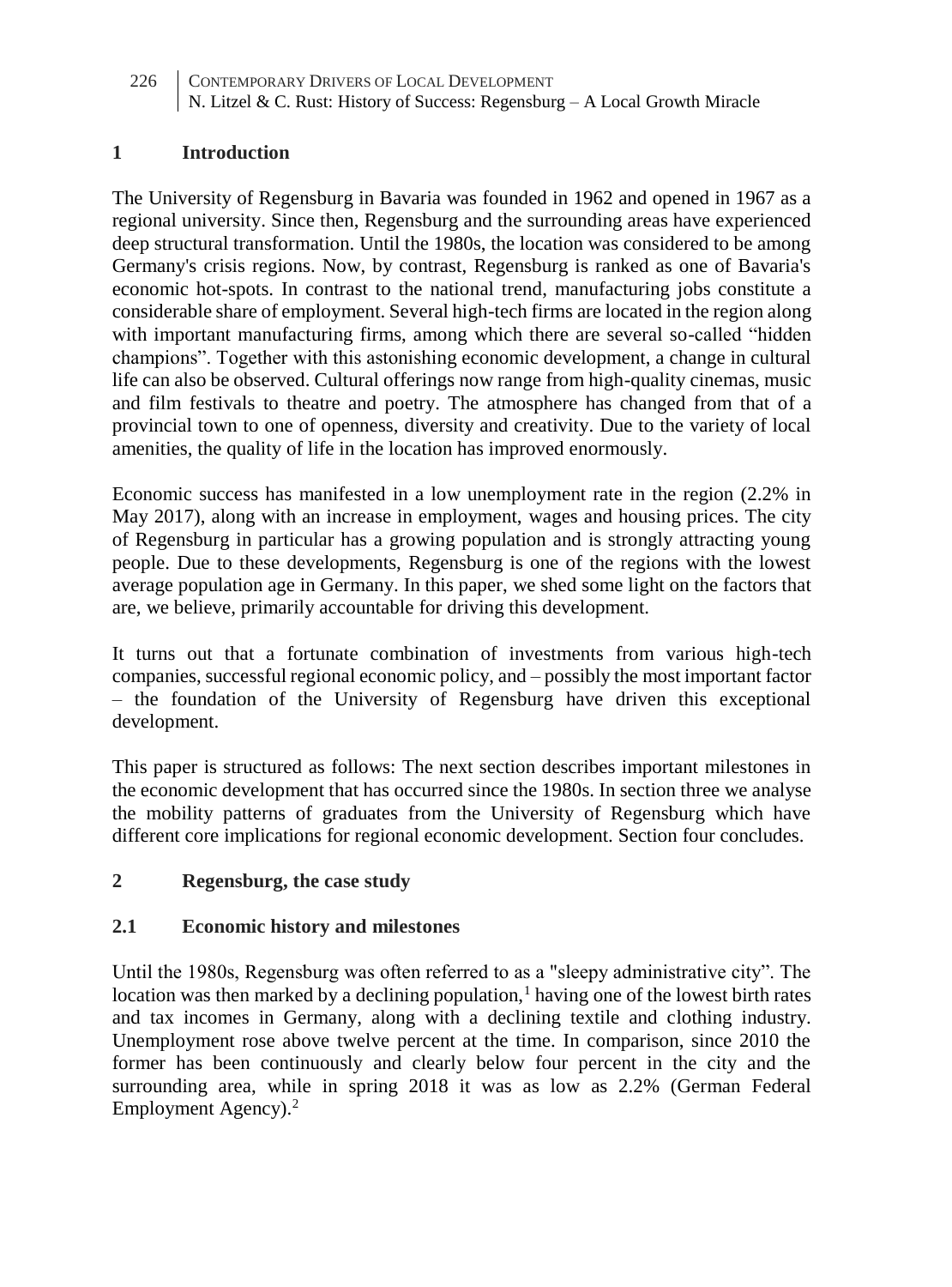## 1 Introduction

The University of Regensburg in Bavaria was founded in 1962 and opened in 1967 as a regional university. Since then, Regensburg and the surrounding areas have experienced deep structural transformation. Until the 1980s, the location was considered to be among Germany's crisis regions. Now, by contrast, Regensburg is ranked as one of Bavaria's economic hot-spots. In contrast to the national trend, manufacturing jobs constitute a considerable share of employment. Several high-tech firms are located in the region along with important manufacturing firms, among which there are several so-called "hidden champions". Together with this astonishing economic development, a change in cultural life can also be observed. Cultural offerings now range from high-quality cinemas, music and film festivals to theatre and poetry. The atmosphere has changed from that of a provincial town to one of openness, diversity and creativity. Due to the variety of local amenities, the quality of life in the location has improved enormously.

Economic success has manifested in a low unemployment rate in the region (2.2% in May 2017), along with an increase in employment, wages and housing prices. The city of Regensburg in particular has a growing population and is strongly attracting young people. Due to these developments, Regensburg is one of the regions with the lowest average population age in Germany. In this paper, we shed some light on the factors that are, we believe, primarily accountable for driving this development.

It turns out that a fortunate combination of investments from various high-tech companies, successful regional economic policy, and – possibly the most important factor – the foundation of the University of Regensburg have driven this exceptional development.

This paper is structured as follows: The next section describes important milestones in the economic development that has occurred since the 1980s. In section three we analyse the mobility patterns of graduates from the University of Regensburg which have different core implications for regional economic development. Section four concludes.

## 2 Regensburg, the case study

### 2.1 Economic history and milestones

Until the 1980s, Regensburg was often referred to as a "sleepy administrative city". The location was then marked by a declining population,[1] having one of the lowest birth rates and tax incomes in Germany, along with a declining textile and clothing industry. Unemployment rose above twelve percent at the time. In comparison, since 2010 the former has been continuously and clearly below four percent in the city and the surrounding area, while in spring 2018 it was as low as 2.2% (German Federal Employment Agency).[2]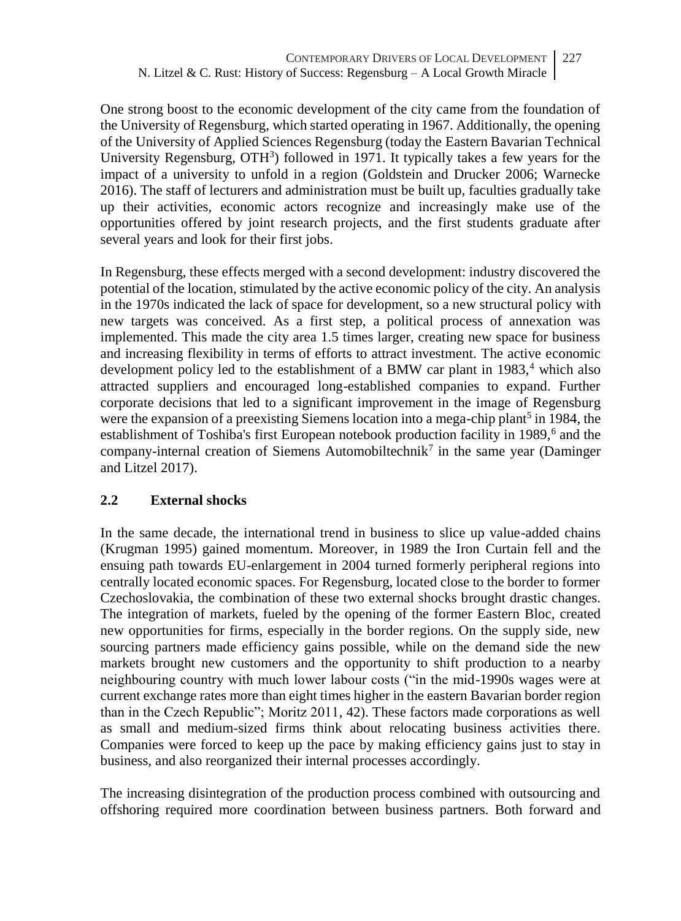One strong boost to the economic development of the city came from the foundation of the University of Regensburg, which started operating in 1967. Additionally, the opening of the University of Applied Sciences Regensburg (today the Eastern Bavarian Technical University Regensburg, OTH[3]) followed in 1971. It typically takes a few years for the impact of a university to unfold in a region (Goldstein and Drucker 2006; Warnecke 2016). The staff of lecturers and administration must be built up, faculties gradually take up their activities, economic actors recognize and increasingly make use of the opportunities offered by joint research projects, and the first students graduate after several years and look for their first jobs.

In Regensburg, these effects merged with a second development: industry discovered the potential of the location, stimulated by the active economic policy of the city. An analysis in the 1970s indicated the lack of space for development, so a new structural policy with new targets was conceived. As a first step, a political process of annexation was implemented. This made the city area 1.5 times larger, creating new space for business and increasing flexibility in terms of efforts to attract investment. The active economic development policy led to the establishment of a BMW car plant in 1983,[4] which also attracted suppliers and encouraged long-established companies to expand. Further corporate decisions that led to a significant improvement in the image of Regensburg were the expansion of a preexisting Siemens location into a mega-chip plant[5] in 1984, the establishment of Toshiba's first European notebook production facility in 1989,[6] and the company-internal creation of Siemens Automobiltechnik[7] in the same year (Daminger and Litzel 2017).

## 2.2 External shocks

In the same decade, the international trend in business to slice up value-added chains (Krugman 1995) gained momentum. Moreover, in 1989 the Iron Curtain fell and the ensuing path towards EU-enlargement in 2004 turned formerly peripheral regions into centrally located economic spaces. For Regensburg, located close to the border to former Czechoslovakia, the combination of these two external shocks brought drastic changes. The integration of markets, fueled by the opening of the former Eastern Bloc, created new opportunities for firms, especially in the border regions. On the supply side, new sourcing partners made efficiency gains possible, while on the demand side the new markets brought new customers and the opportunity to shift production to a nearby neighbouring country with much lower labour costs ("in the mid-1990s wages were at current exchange rates more than eight times higher in the eastern Bavarian border region than in the Czech Republic"; Moritz 2011, 42). These factors made corporations as well as small and medium-sized firms think about relocating business activities there. Companies were forced to keep up the pace by making efficiency gains just to stay in business, and also reorganized their internal processes accordingly.

The increasing disintegration of the production process combined with outsourcing and offshoring required more coordination between business partners. Both forward and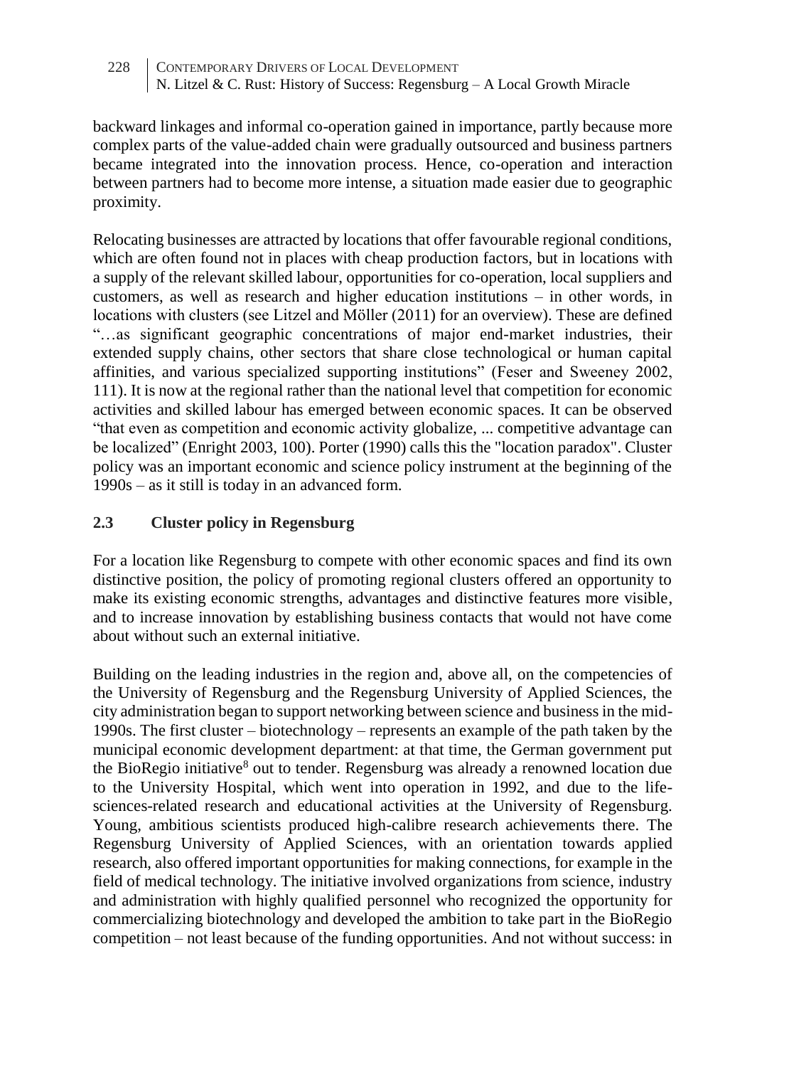backward linkages and informal co-operation gained in importance, partly because more complex parts of the value-added chain were gradually outsourced and business partners became integrated into the innovation process. Hence, co-operation and interaction between partners had to become more intense, a situation made easier due to geographic proximity.

Relocating businesses are attracted by locations that offer favourable regional conditions, which are often found not in places with cheap production factors, but in locations with a supply of the relevant skilled labour, opportunities for co-operation, local suppliers and customers, as well as research and higher education institutions – in other words, in locations with clusters (see Litzel and Möller (2011) for an overview). These are defined "…as significant geographic concentrations of major end-market industries, their extended supply chains, other sectors that share close technological or human capital affinities, and various specialized supporting institutions" (Feser and Sweeney 2002, 111). It is now at the regional rather than the national level that competition for economic activities and skilled labour has emerged between economic spaces. It can be observed "that even as competition and economic activity globalize, ... competitive advantage can be localized" (Enright 2003, 100). Porter (1990) calls this the "location paradox". Cluster policy was an important economic and science policy instrument at the beginning of the 1990s – as it still is today in an advanced form.

### 2.3 Cluster policy in Regensburg

For a location like Regensburg to compete with other economic spaces and find its own distinctive position, the policy of promoting regional clusters offered an opportunity to make its existing economic strengths, advantages and distinctive features more visible, and to increase innovation by establishing business contacts that would not have come about without such an external initiative.

Building on the leading industries in the region and, above all, on the competencies of the University of Regensburg and the Regensburg University of Applied Sciences, the city administration began to support networking between science and business in the mid-1990s. The first cluster – biotechnology – represents an example of the path taken by the municipal economic development department: at that time, the German government put the BioRegio initiative[8] out to tender. Regensburg was already a renowned location due to the University Hospital, which went into operation in 1992, and due to the life-sciences-related research and educational activities at the University of Regensburg. Young, ambitious scientists produced high-calibre research achievements there. The Regensburg University of Applied Sciences, with an orientation towards applied research, also offered important opportunities for making connections, for example in the field of medical technology. The initiative involved organizations from science, industry and administration with highly qualified personnel who recognized the opportunity for commercializing biotechnology and developed the ambition to take part in the BioRegio competition – not least because of the funding opportunities. And not without success: in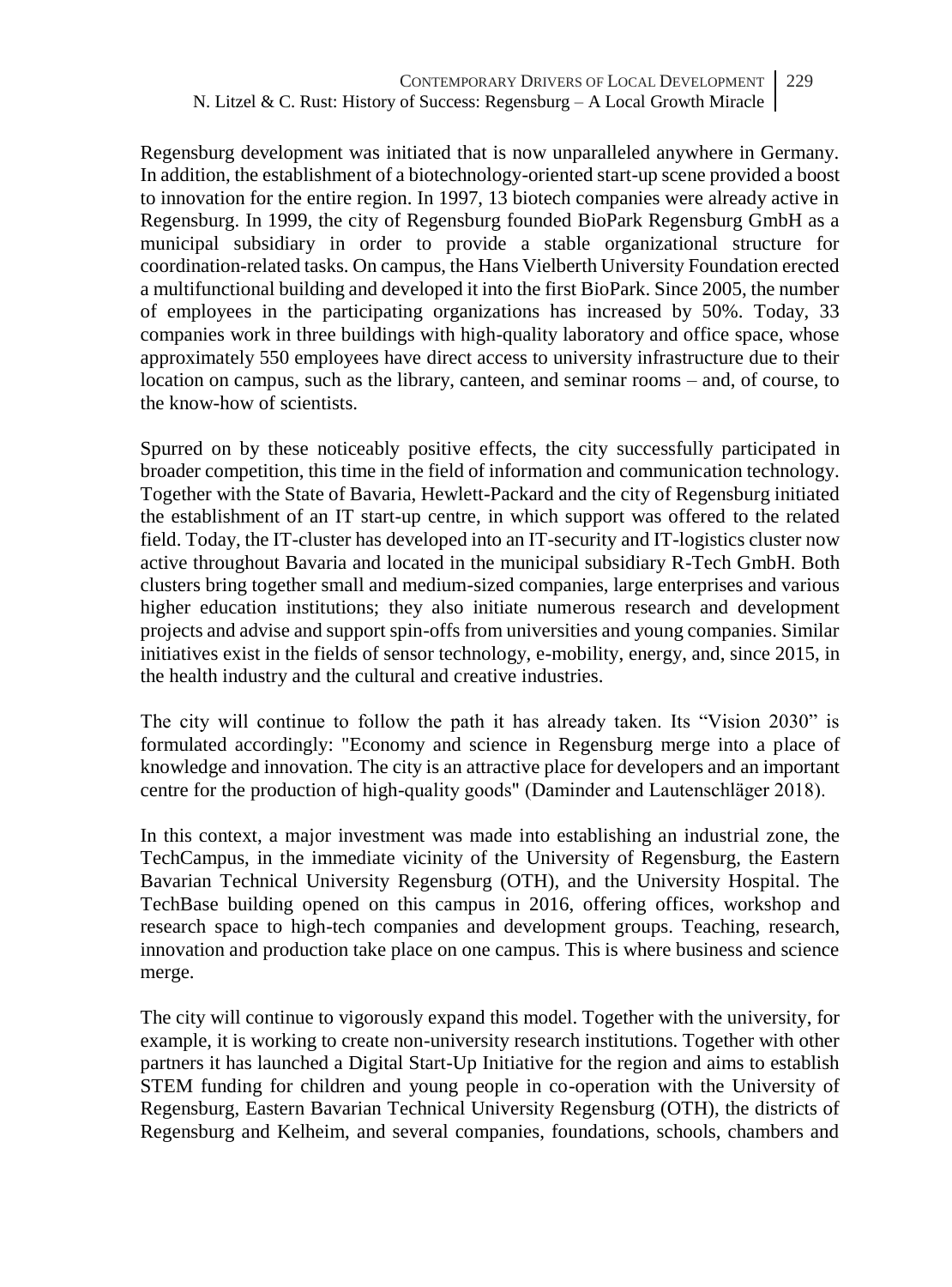Regensburg development was initiated that is now unparalleled anywhere in Germany. In addition, the establishment of a biotechnology-oriented start-up scene provided a boost to innovation for the entire region. In 1997, 13 biotech companies were already active in Regensburg. In 1999, the city of Regensburg founded BioPark Regensburg GmbH as a municipal subsidiary in order to provide a stable organizational structure for coordination-related tasks. On campus, the Hans Vielberth University Foundation erected a multifunctional building and developed it into the first BioPark. Since 2005, the number of employees in the participating organizations has increased by 50%. Today, 33 companies work in three buildings with high-quality laboratory and office space, whose approximately 550 employees have direct access to university infrastructure due to their location on campus, such as the library, canteen, and seminar rooms – and, of course, to the know-how of scientists.

Spurred on by these noticeably positive effects, the city successfully participated in broader competition, this time in the field of information and communication technology. Together with the State of Bavaria, Hewlett-Packard and the city of Regensburg initiated the establishment of an IT start-up centre, in which support was offered to the related field. Today, the IT-cluster has developed into an IT-security and IT-logistics cluster now active throughout Bavaria and located in the municipal subsidiary R-Tech GmbH. Both clusters bring together small and medium-sized companies, large enterprises and various higher education institutions; they also initiate numerous research and development projects and advise and support spin-offs from universities and young companies. Similar initiatives exist in the fields of sensor technology, e-mobility, energy, and, since 2015, in the health industry and the cultural and creative industries.

The city will continue to follow the path it has already taken. Its "Vision 2030" is formulated accordingly: "Economy and science in Regensburg merge into a place of knowledge and innovation. The city is an attractive place for developers and an important centre for the production of high-quality goods" (Daminder and Lautenschläger 2018).

In this context, a major investment was made into establishing an industrial zone, the TechCampus, in the immediate vicinity of the University of Regensburg, the Eastern Bavarian Technical University Regensburg (OTH), and the University Hospital. The TechBase building opened on this campus in 2016, offering offices, workshop and research space to high-tech companies and development groups. Teaching, research, innovation and production take place on one campus. This is where business and science merge.

The city will continue to vigorously expand this model. Together with the university, for example, it is working to create non-university research institutions. Together with other partners it has launched a Digital Start-Up Initiative for the region and aims to establish STEM funding for children and young people in co-operation with the University of Regensburg, Eastern Bavarian Technical University Regensburg (OTH), the districts of Regensburg and Kelheim, and several companies, foundations, schools, chambers and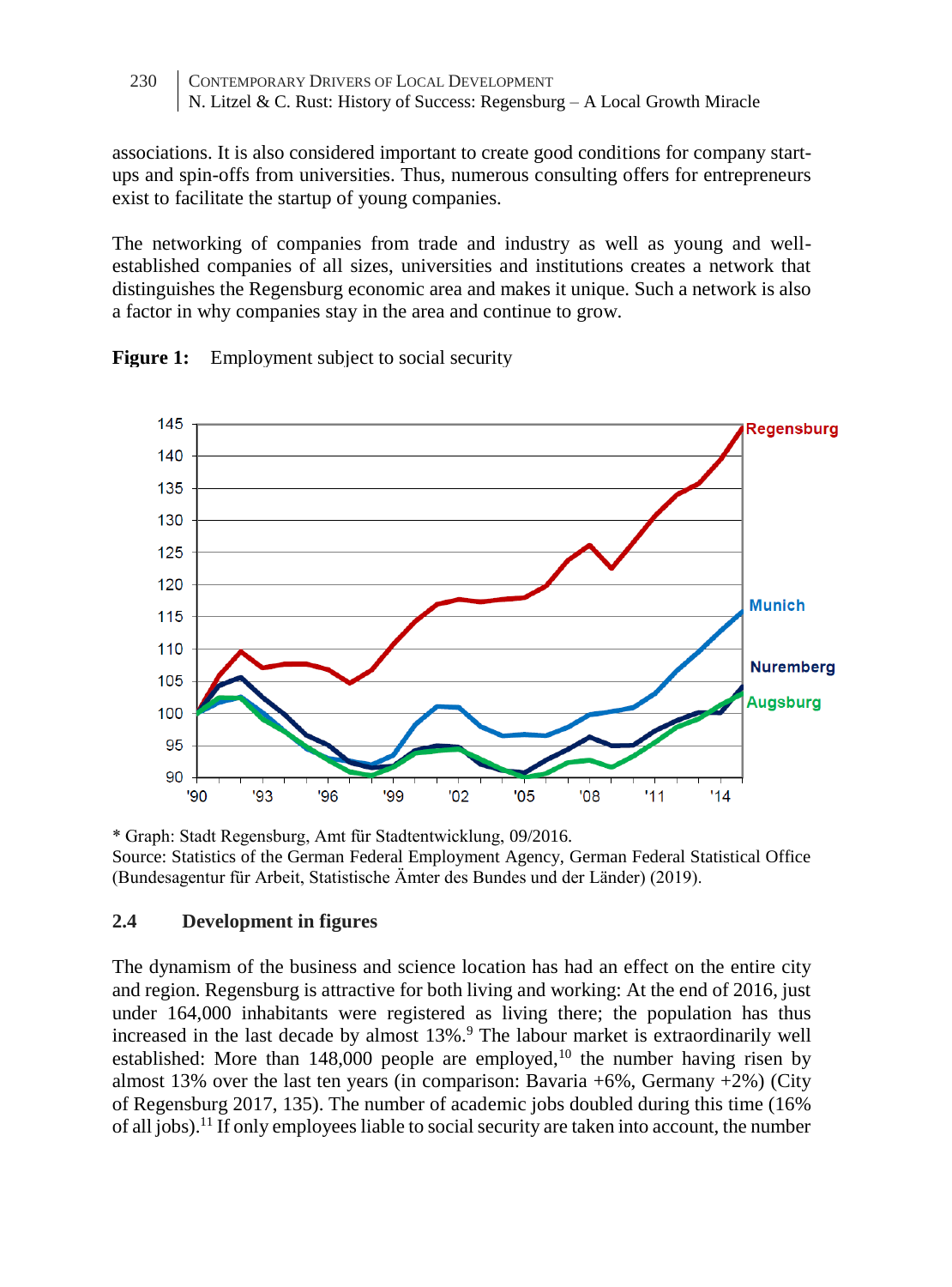associations. It is also considered important to create good conditions for company start-ups and spin-offs from universities. Thus, numerous consulting offers for entrepreneurs exist to facilitate the startup of young companies.

The networking of companies from trade and industry as well as young and well-established companies of all sizes, universities and institutions creates a network that distinguishes the Regensburg economic area and makes it unique. Such a network is also a factor in why companies stay in the area and continue to grow.

**Figure 1:** Employment subject to social security

\* Graph: Stadt Regensburg, Amt für Stadtentwicklung, 09/2016.
Source: Statistics of the German Federal Employment Agency, German Federal Statistical Office (Bundesagentur für Arbeit, Statistische Ämter des Bundes und der Länder) (2019).

## 2.4 Development in figures

The dynamism of the business and science location has had an effect on the entire city and region. Regensburg is attractive for both living and working: At the end of 2016, just under 164,000 inhabitants were registered as living there; the population has thus increased in the last decade by almost 13%.[9] The labour market is extraordinarily well established: More than 148,000 people are employed,[10] the number having risen by almost 13% over the last ten years (in comparison: Bavaria +6%, Germany +2%) (City of Regensburg 2017, 135). The number of academic jobs doubled during this time (16% of all jobs).[11] If only employees liable to social security are taken into account, the number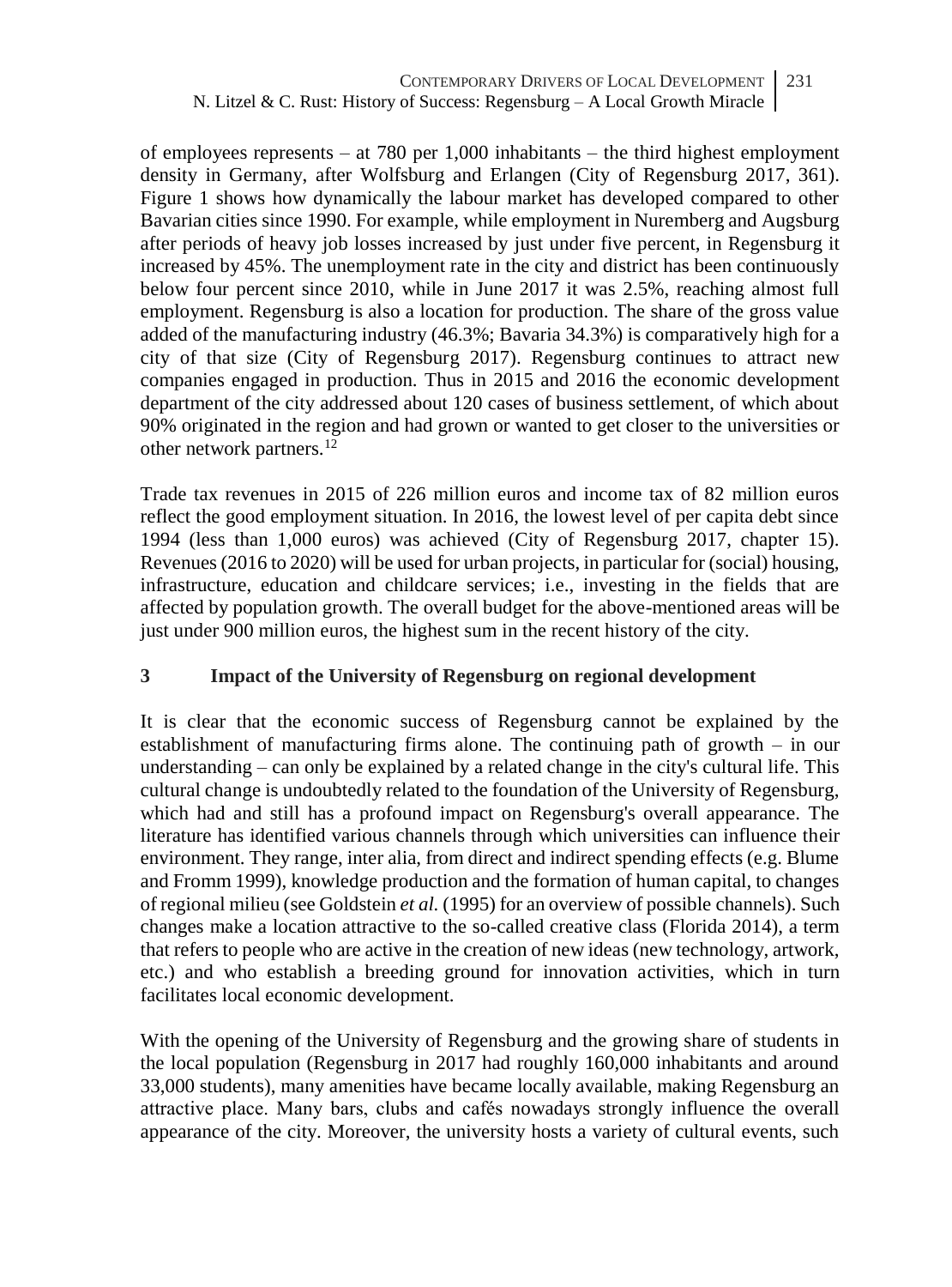of employees represents – at 780 per 1,000 inhabitants – the third highest employment density in Germany, after Wolfsburg and Erlangen (City of Regensburg 2017, 361). Figure 1 shows how dynamically the labour market has developed compared to other Bavarian cities since 1990. For example, while employment in Nuremberg and Augsburg after periods of heavy job losses increased by just under five percent, in Regensburg it increased by 45%. The unemployment rate in the city and district has been continuously below four percent since 2010, while in June 2017 it was 2.5%, reaching almost full employment. Regensburg is also a location for production. The share of the gross value added of the manufacturing industry (46.3%; Bavaria 34.3%) is comparatively high for a city of that size (City of Regensburg 2017). Regensburg continues to attract new companies engaged in production. Thus in 2015 and 2016 the economic development department of the city addressed about 120 cases of business settlement, of which about 90% originated in the region and had grown or wanted to get closer to the universities or other network partners.[12]

Trade tax revenues in 2015 of 226 million euros and income tax of 82 million euros reflect the good employment situation. In 2016, the lowest level of per capita debt since 1994 (less than 1,000 euros) was achieved (City of Regensburg 2017, chapter 15). Revenues (2016 to 2020) will be used for urban projects, in particular for (social) housing, infrastructure, education and childcare services; i.e., investing in the fields that are affected by population growth. The overall budget for the above-mentioned areas will be just under 900 million euros, the highest sum in the recent history of the city.

## 3 Impact of the University of Regensburg on regional development

It is clear that the economic success of Regensburg cannot be explained by the establishment of manufacturing firms alone. The continuing path of growth – in our understanding – can only be explained by a related change in the city's cultural life. This cultural change is undoubtedly related to the foundation of the University of Regensburg, which had and still has a profound impact on Regensburg's overall appearance. The literature has identified various channels through which universities can influence their environment. They range, inter alia, from direct and indirect spending effects (e.g. Blume and Fromm 1999), knowledge production and the formation of human capital, to changes of regional milieu (see Goldstein *et al.* (1995) for an overview of possible channels). Such changes make a location attractive to the so-called creative class (Florida 2014), a term that refers to people who are active in the creation of new ideas (new technology, artwork, etc.) and who establish a breeding ground for innovation activities, which in turn facilitates local economic development.

With the opening of the University of Regensburg and the growing share of students in the local population (Regensburg in 2017 had roughly 160,000 inhabitants and around 33,000 students), many amenities have became locally available, making Regensburg an attractive place. Many bars, clubs and cafés nowadays strongly influence the overall appearance of the city. Moreover, the university hosts a variety of cultural events, such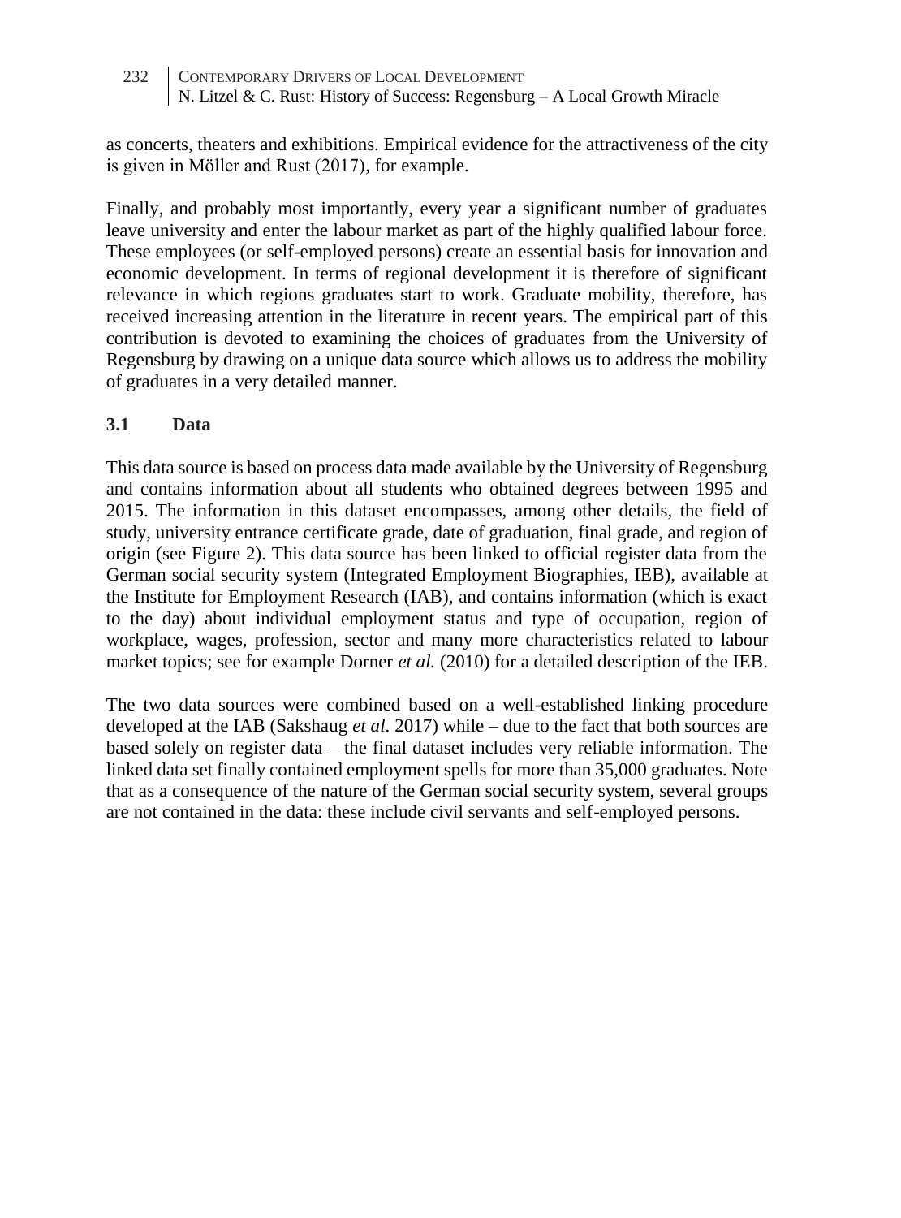as concerts, theaters and exhibitions. Empirical evidence for the attractiveness of the city is given in Möller and Rust (2017), for example.

Finally, and probably most importantly, every year a significant number of graduates leave university and enter the labour market as part of the highly qualified labour force. These employees (or self-employed persons) create an essential basis for innovation and economic development. In terms of regional development it is therefore of significant relevance in which regions graduates start to work. Graduate mobility, therefore, has received increasing attention in the literature in recent years. The empirical part of this contribution is devoted to examining the choices of graduates from the University of Regensburg by drawing on a unique data source which allows us to address the mobility of graduates in a very detailed manner.

### 3.1 Data

This data source is based on process data made available by the University of Regensburg and contains information about all students who obtained degrees between 1995 and 2015. The information in this dataset encompasses, among other details, the field of study, university entrance certificate grade, date of graduation, final grade, and region of origin (see Figure 2). This data source has been linked to official register data from the German social security system (Integrated Employment Biographies, IEB), available at the Institute for Employment Research (IAB), and contains information (which is exact to the day) about individual employment status and type of occupation, region of workplace, wages, profession, sector and many more characteristics related to labour market topics; see for example Dorner *et al.* (2010) for a detailed description of the IEB.

The two data sources were combined based on a well-established linking procedure developed at the IAB (Sakshaug *et al.* 2017) while – due to the fact that both sources are based solely on register data – the final dataset includes very reliable information. The linked data set finally contained employment spells for more than 35,000 graduates. Note that as a consequence of the nature of the German social security system, several groups are not contained in the data: these include civil servants and self-employed persons.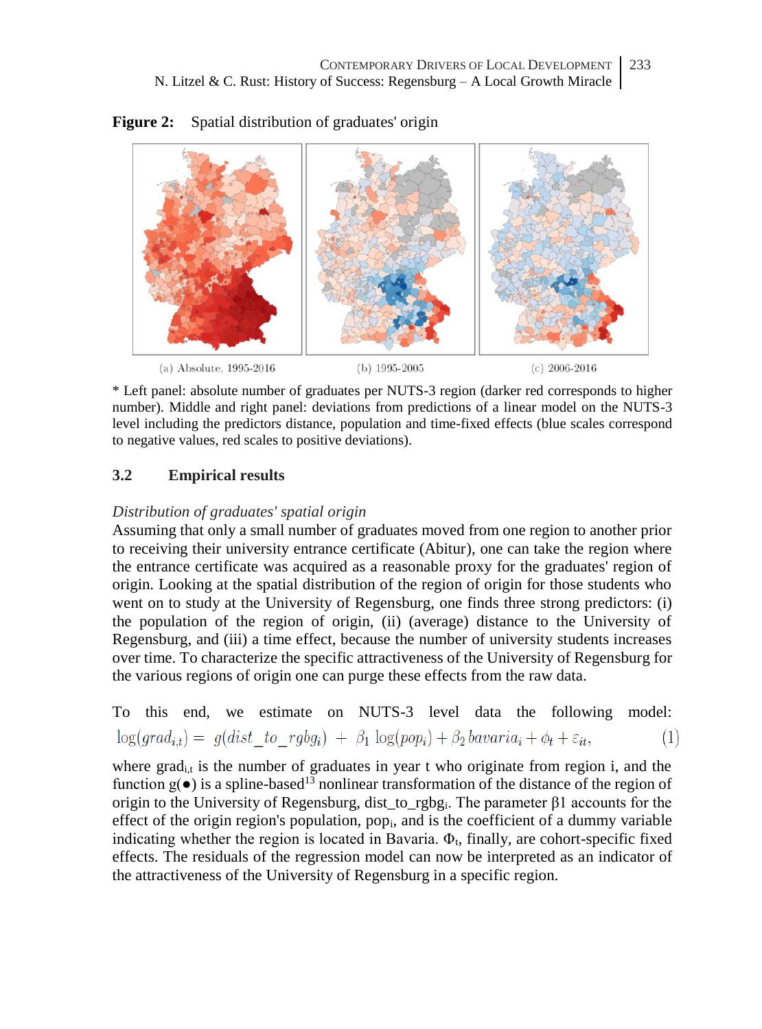**Figure 2:** Spatial distribution of graduates' origin

(a) Absolute, 1995-2016 (b) 1995-2005 (c) 2006-2016

* Left panel: absolute number of graduates per NUTS-3 region (darker red corresponds to higher number). Middle and right panel: deviations from predictions of a linear model on the NUTS-3 level including the predictors distance, population and time-fixed effects (blue scales correspond to negative values, red scales to positive deviations).

## 3.2 Empirical results

*Distribution of graduates' spatial origin*

Assuming that only a small number of graduates moved from one region to another prior to receiving their university entrance certificate (Abitur), one can take the region where the entrance certificate was acquired as a reasonable proxy for the graduates' region of origin. Looking at the spatial distribution of the region of origin for those students who went on to study at the University of Regensburg, one finds three strong predictors: (i) the population of the region of origin, (ii) (average) distance to the University of Regensburg, and (iii) a time effect, because the number of university students increases over time. To characterize the specific attractiveness of the University of Regensburg for the various regions of origin one can purge these effects from the raw data.

To this end, we estimate on NUTS-3 level data the following model:

$$\log(grad_{i,t}) = g(dist\_to\_rgbg_i) + \beta_1 \log(pop_i) + \beta_2 bavaria_i + \phi_t + \varepsilon_{it}, \quad (1)$$

where $grad_{i,t}$ is the number of graduates in year t who originate from region i, and the function g(●) is a spline-based[13] nonlinear transformation of the distance of the region of origin to the University of Regensburg, $dist\_to\_rgbg_i$. The parameter β1 accounts for the effect of the origin region's population, $pop_i$, and is the coefficient of a dummy variable indicating whether the region is located in Bavaria. $\Phi_t$, finally, are cohort-specific fixed effects. The residuals of the regression model can now be interpreted as an indicator of the attractiveness of the University of Regensburg in a specific region.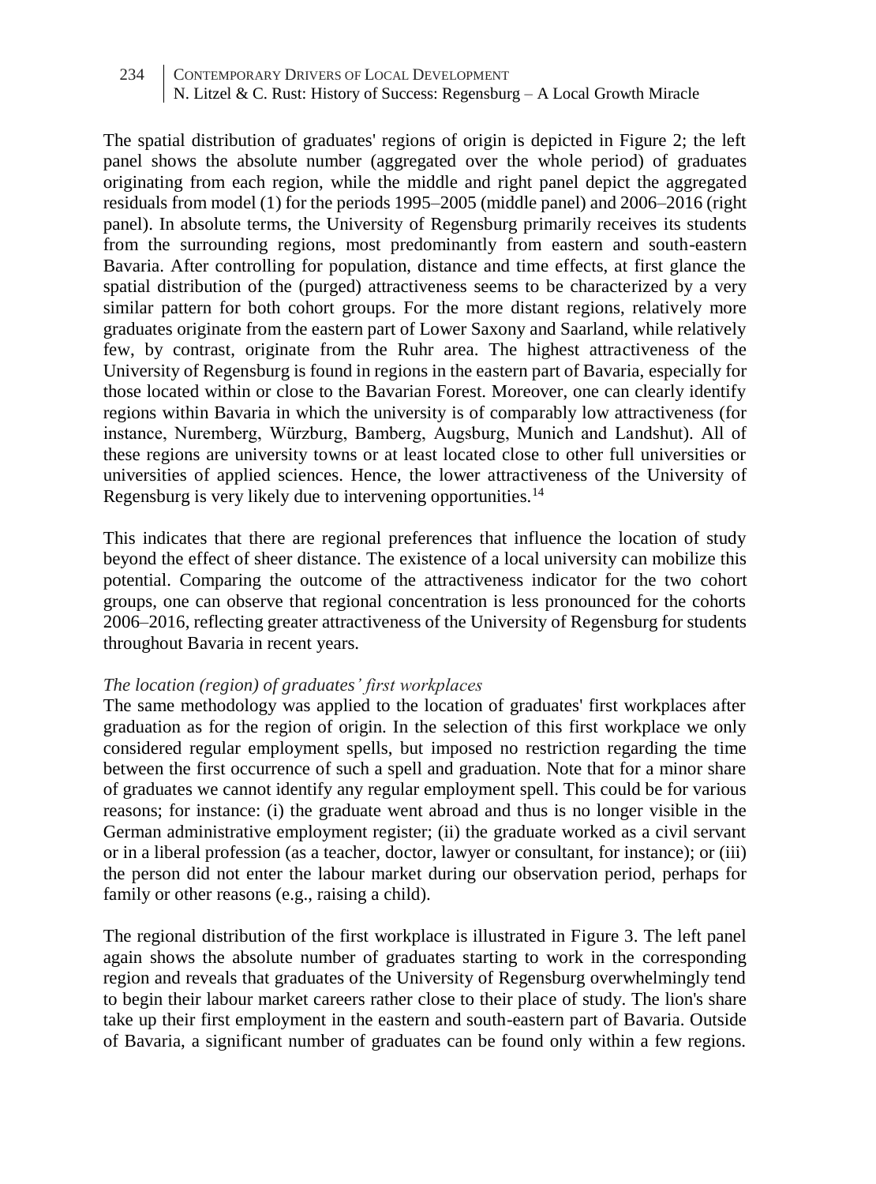The spatial distribution of graduates' regions of origin is depicted in Figure 2; the left panel shows the absolute number (aggregated over the whole period) of graduates originating from each region, while the middle and right panel depict the aggregated residuals from model (1) for the periods 1995–2005 (middle panel) and 2006–2016 (right panel). In absolute terms, the University of Regensburg primarily receives its students from the surrounding regions, most predominantly from eastern and south-eastern Bavaria. After controlling for population, distance and time effects, at first glance the spatial distribution of the (purged) attractiveness seems to be characterized by a very similar pattern for both cohort groups. For the more distant regions, relatively more graduates originate from the eastern part of Lower Saxony and Saarland, while relatively few, by contrast, originate from the Ruhr area. The highest attractiveness of the University of Regensburg is found in regions in the eastern part of Bavaria, especially for those located within or close to the Bavarian Forest. Moreover, one can clearly identify regions within Bavaria in which the university is of comparably low attractiveness (for instance, Nuremberg, Würzburg, Bamberg, Augsburg, Munich and Landshut). All of these regions are university towns or at least located close to other full universities or universities of applied sciences. Hence, the lower attractiveness of the University of Regensburg is very likely due to intervening opportunities.[14]

This indicates that there are regional preferences that influence the location of study beyond the effect of sheer distance. The existence of a local university can mobilize this potential. Comparing the outcome of the attractiveness indicator for the two cohort groups, one can observe that regional concentration is less pronounced for the cohorts 2006–2016, reflecting greater attractiveness of the University of Regensburg for students throughout Bavaria in recent years.

*The location (region) of graduates' first workplaces*

The same methodology was applied to the location of graduates' first workplaces after graduation as for the region of origin. In the selection of this first workplace we only considered regular employment spells, but imposed no restriction regarding the time between the first occurrence of such a spell and graduation. Note that for a minor share of graduates we cannot identify any regular employment spell. This could be for various reasons; for instance: (i) the graduate went abroad and thus is no longer visible in the German administrative employment register; (ii) the graduate worked as a civil servant or in a liberal profession (as a teacher, doctor, lawyer or consultant, for instance); or (iii) the person did not enter the labour market during our observation period, perhaps for family or other reasons (e.g., raising a child).

The regional distribution of the first workplace is illustrated in Figure 3. The left panel again shows the absolute number of graduates starting to work in the corresponding region and reveals that graduates of the University of Regensburg overwhelmingly tend to begin their labour market careers rather close to their place of study. The lion's share take up their first employment in the eastern and south-eastern part of Bavaria. Outside of Bavaria, a significant number of graduates can be found only within a few regions.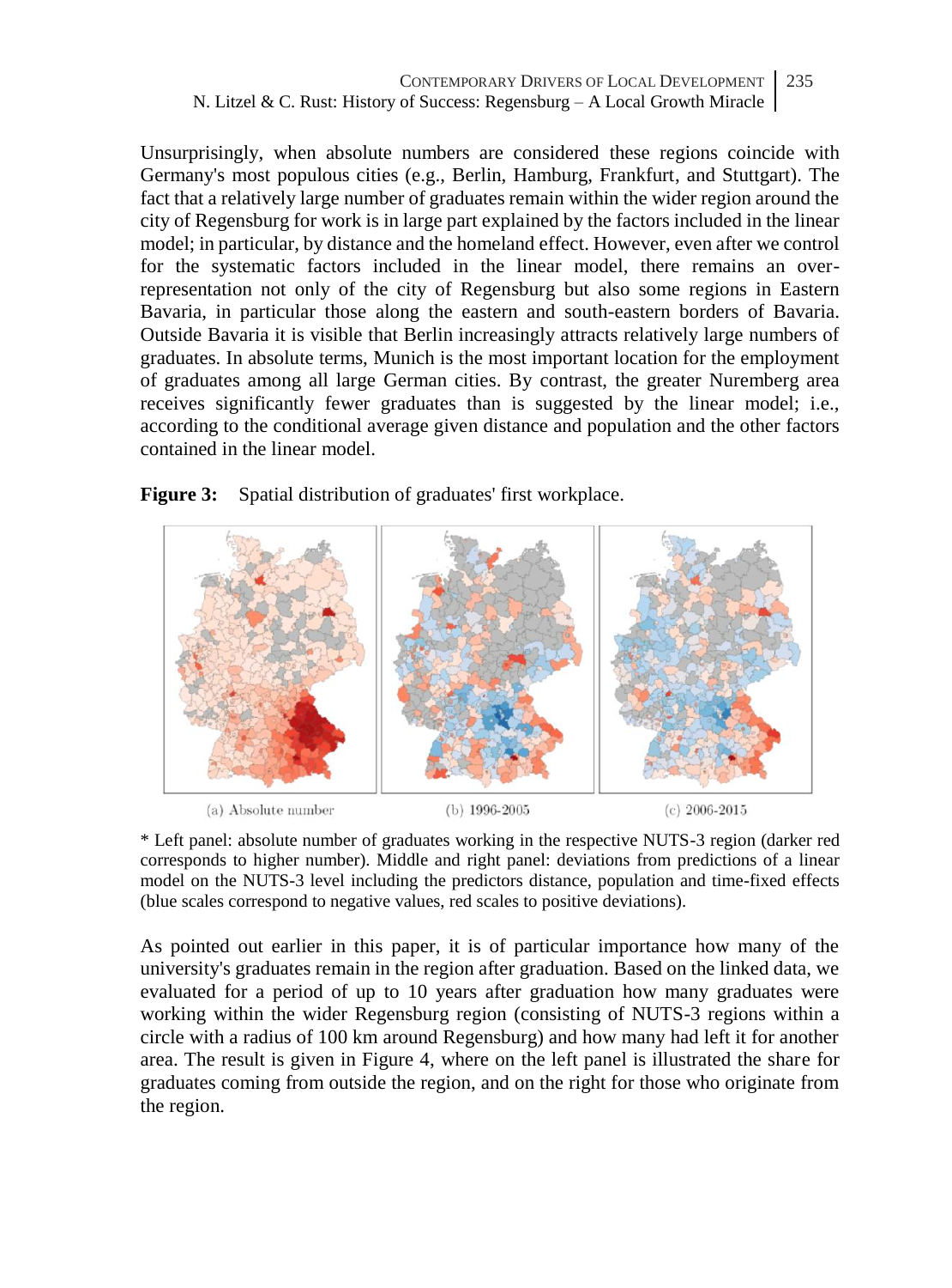Unsurprisingly, when absolute numbers are considered these regions coincide with Germany's most populous cities (e.g., Berlin, Hamburg, Frankfurt, and Stuttgart). The fact that a relatively large number of graduates remain within the wider region around the city of Regensburg for work is in large part explained by the factors included in the linear model; in particular, by distance and the homeland effect. However, even after we control for the systematic factors included in the linear model, there remains an over-representation not only of the city of Regensburg but also some regions in Eastern Bavaria, in particular those along the eastern and south-eastern borders of Bavaria. Outside Bavaria it is visible that Berlin increasingly attracts relatively large numbers of graduates. In absolute terms, Munich is the most important location for the employment of graduates among all large German cities. By contrast, the greater Nuremberg area receives significantly fewer graduates than is suggested by the linear model; i.e., according to the conditional average given distance and population and the other factors contained in the linear model.

**Figure 3:** Spatial distribution of graduates' first workplace.

(a) Absolute number (b) 1996-2005 (c) 2006-2015

\* Left panel: absolute number of graduates working in the respective NUTS-3 region (darker red corresponds to higher number). Middle and right panel: deviations from predictions of a linear model on the NUTS-3 level including the predictors distance, population and time-fixed effects (blue scales correspond to negative values, red scales to positive deviations).

As pointed out earlier in this paper, it is of particular importance how many of the university's graduates remain in the region after graduation. Based on the linked data, we evaluated for a period of up to 10 years after graduation how many graduates were working within the wider Regensburg region (consisting of NUTS-3 regions within a circle with a radius of 100 km around Regensburg) and how many had left it for another area. The result is given in Figure 4, where on the left panel is illustrated the share for graduates coming from outside the region, and on the right for those who originate from the region.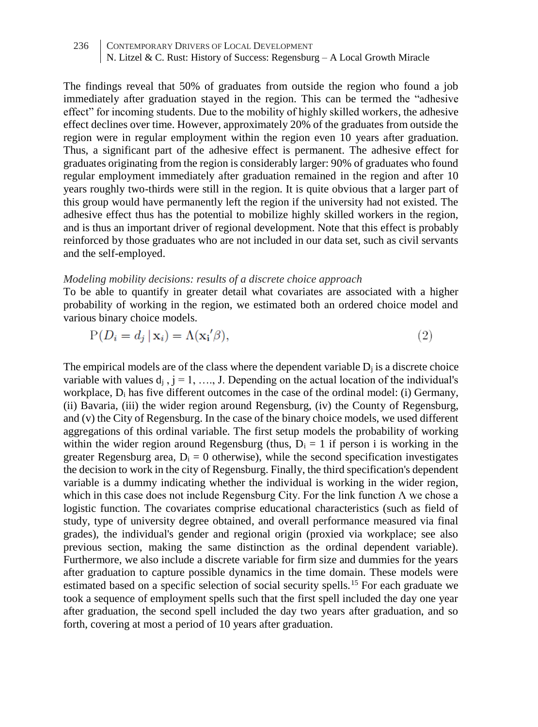The findings reveal that 50% of graduates from outside the region who found a job immediately after graduation stayed in the region. This can be termed the "adhesive effect" for incoming students. Due to the mobility of highly skilled workers, the adhesive effect declines over time. However, approximately 20% of the graduates from outside the region were in regular employment within the region even 10 years after graduation. Thus, a significant part of the adhesive effect is permanent. The adhesive effect for graduates originating from the region is considerably larger: 90% of graduates who found regular employment immediately after graduation remained in the region and after 10 years roughly two-thirds were still in the region. It is quite obvious that a larger part of this group would have permanently left the region if the university had not existed. The adhesive effect thus has the potential to mobilize highly skilled workers in the region, and is thus an important driver of regional development. Note that this effect is probably reinforced by those graduates who are not included in our data set, such as civil servants and the self-employed.

*Modeling mobility decisions: results of a discrete choice approach*

To be able to quantify in greater detail what covariates are associated with a higher probability of working in the region, we estimated both an ordered choice model and various binary choice models.

$$\mathrm{P}(D_i = d_j \mid \mathbf{x}_i) = \Lambda(\mathbf{x_i}'\beta), \tag{2}$$

The empirical models are of the class where the dependent variable $D_j$ is a discrete choice variable with values $d_j$ , $j = 1, \ldots, J$. Depending on the actual location of the individual's workplace, $D_i$ has five different outcomes in the case of the ordinal model: (i) Germany, (ii) Bavaria, (iii) the wider region around Regensburg, (iv) the County of Regensburg, and (v) the City of Regensburg. In the case of the binary choice models, we used different aggregations of this ordinal variable. The first setup models the probability of working within the wider region around Regensburg (thus, $D_i = 1$ if person i is working in the greater Regensburg area, $D_i = 0$ otherwise), while the second specification investigates the decision to work in the city of Regensburg. Finally, the third specification's dependent variable is a dummy indicating whether the individual is working in the wider region, which in this case does not include Regensburg City. For the link function $\Lambda$ we chose a logistic function. The covariates comprise educational characteristics (such as field of study, type of university degree obtained, and overall performance measured via final grades), the individual's gender and regional origin (proxied via workplace; see also previous section, making the same distinction as the ordinal dependent variable). Furthermore, we also include a discrete variable for firm size and dummies for the years after graduation to capture possible dynamics in the time domain. These models were estimated based on a specific selection of social security spells.[15] For each graduate we took a sequence of employment spells such that the first spell included the day one year after graduation, the second spell included the day two years after graduation, and so forth, covering at most a period of 10 years after graduation.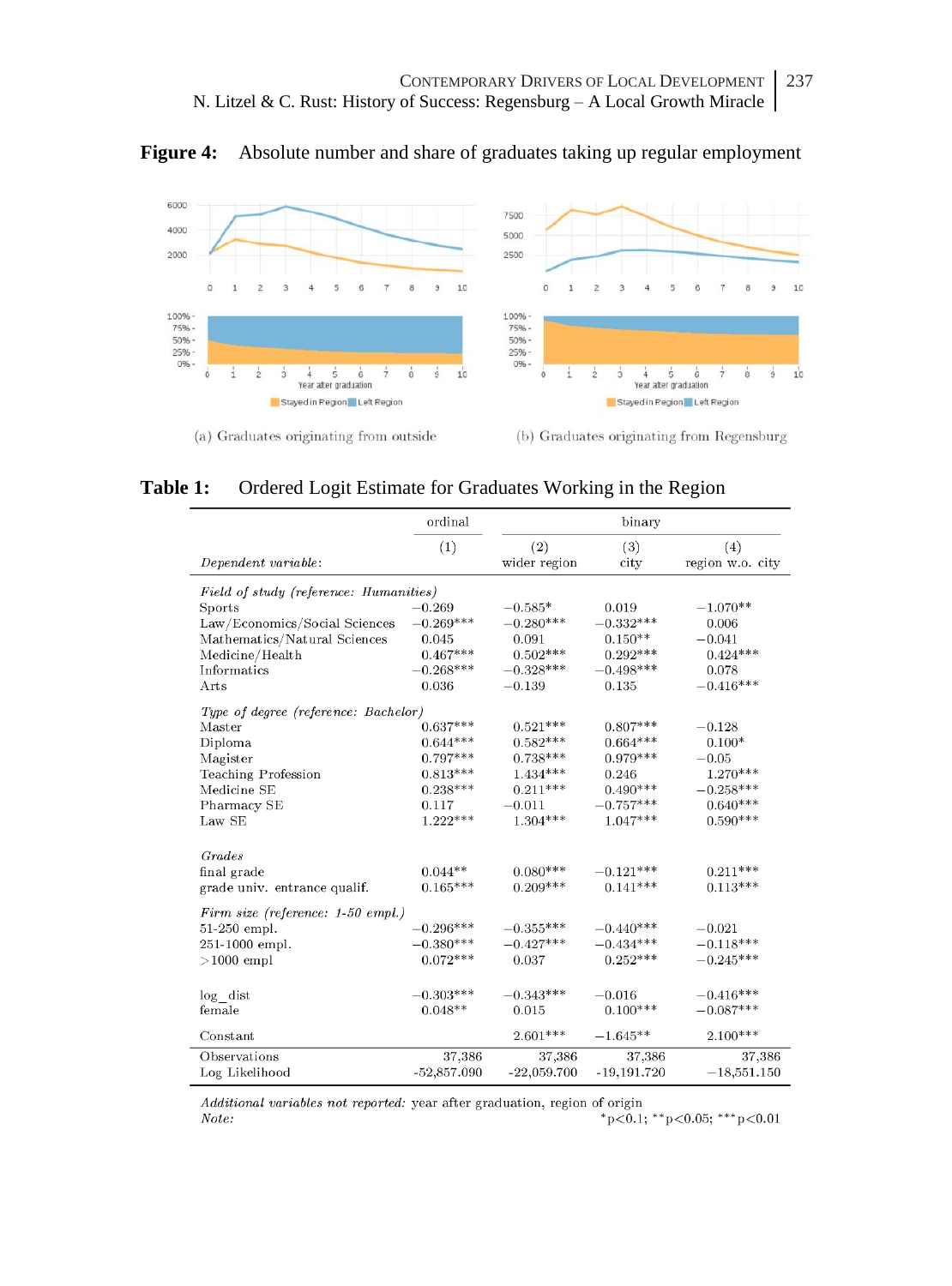**Figure 4:** Absolute number and share of graduates taking up regular employment

(a) Graduates originating from outside

(b) Graduates originating from Regensburg

**Table 1:** Ordered Logit Estimate for Graduates Working in the Region

| | ordinal | binary | | |
|---|---|---|---|---|
| | (1) | (2) | (3) | (4) |
| *Dependent variable:* | | wider region | city | region w.o. city |
| *Field of study (reference: Humanities)* | | | | |
| Sports | −0.269 | −0.585* | 0.019 | −1.070** |
| Law/Economics/Social Sciences | −0.269*** | −0.280*** | −0.332*** | 0.006 |
| Mathematics/Natural Sciences | 0.045 | 0.091 | 0.150** | −0.041 |
| Medicine/Health | 0.467*** | 0.502*** | 0.292*** | 0.424*** |
| Informatics | −0.268*** | −0.328*** | −0.498*** | 0.078 |
| Arts | 0.036 | −0.139 | 0.135 | −0.416*** |
| *Type of degree (reference: Bachelor)* | | | | |
| Master | 0.637*** | 0.521*** | 0.807*** | −0.128 |
| Diploma | 0.644*** | 0.582*** | 0.664*** | 0.100* |
| Magister | 0.797*** | 0.738*** | 0.979*** | −0.05 |
| Teaching Profession | 0.813*** | 1.434*** | 0.246 | 1.270*** |
| Medicine SE | 0.238*** | 0.211*** | 0.490*** | −0.258*** |
| Pharmacy SE | 0.117 | −0.011 | −0.757*** | 0.640*** |
| Law SE | 1.222*** | 1.304*** | 1.047*** | 0.590*** |
| *Grades* | | | | |
| final grade | 0.044** | 0.080*** | −0.121*** | 0.211*** |
| grade univ. entrance qualif. | 0.165*** | 0.209*** | 0.141*** | 0.113*** |
| *Firm size (reference: 1-50 empl.)* | | | | |
| 51-250 empl. | −0.296*** | −0.355*** | −0.440*** | −0.021 |
| 251-1000 empl. | −0.380*** | −0.427*** | −0.434*** | −0.118*** |
| >1000 empl | 0.072*** | 0.037 | 0.252*** | −0.245*** |
| log_dist | −0.303*** | −0.343*** | −0.016 | −0.416*** |
| female | 0.048** | 0.015 | 0.100*** | −0.087*** |
| Constant | | 2.601*** | −1.645** | 2.100*** |
| Observations | 37,386 | 37,386 | 37,386 | 37,386 |
| Log Likelihood | -52,857.090 | -22,059.700 | -19,191.720 | −18,551.150 |

*Additional variables not reported:* year after graduation, region of origin

*Note:* *p<0.1; **p<0.05; ***p<0.01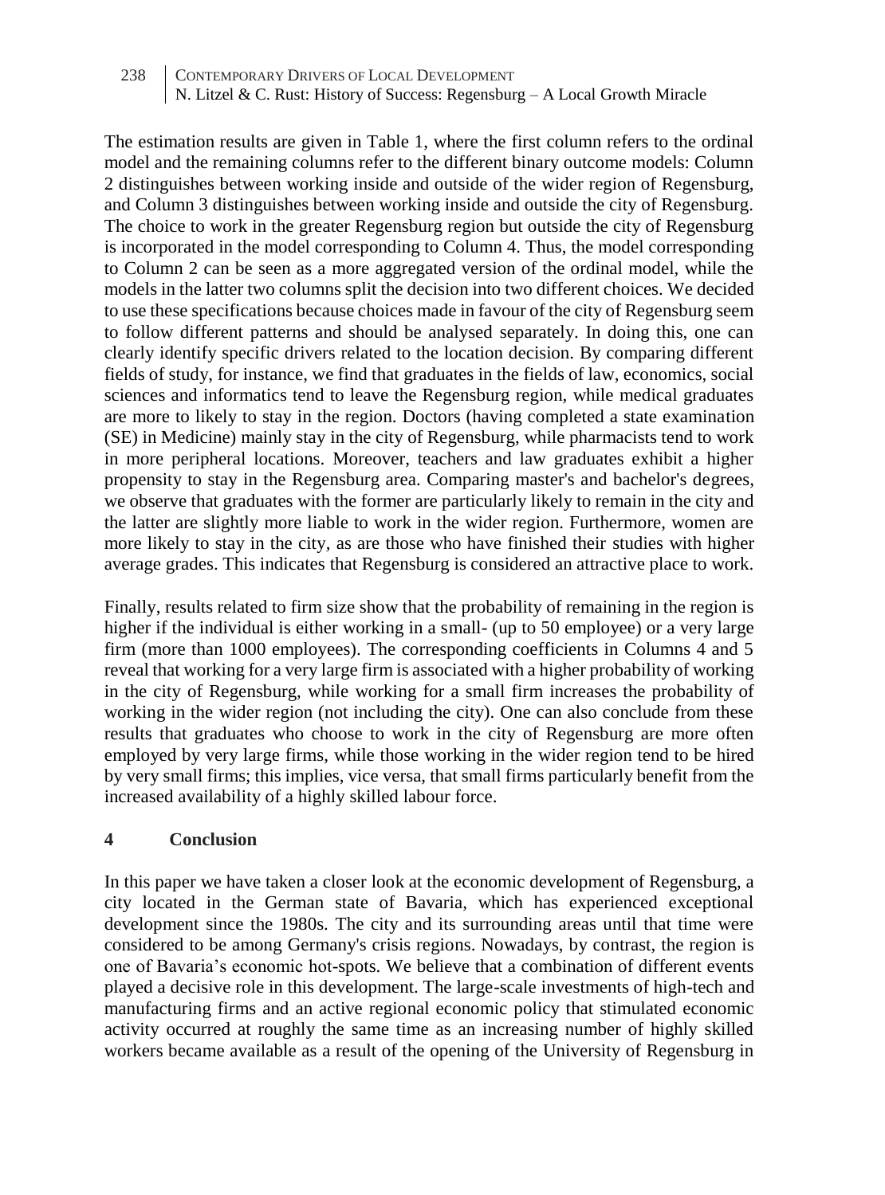The estimation results are given in Table 1, where the first column refers to the ordinal model and the remaining columns refer to the different binary outcome models: Column 2 distinguishes between working inside and outside of the wider region of Regensburg, and Column 3 distinguishes between working inside and outside the city of Regensburg. The choice to work in the greater Regensburg region but outside the city of Regensburg is incorporated in the model corresponding to Column 4. Thus, the model corresponding to Column 2 can be seen as a more aggregated version of the ordinal model, while the models in the latter two columns split the decision into two different choices. We decided to use these specifications because choices made in favour of the city of Regensburg seem to follow different patterns and should be analysed separately. In doing this, one can clearly identify specific drivers related to the location decision. By comparing different fields of study, for instance, we find that graduates in the fields of law, economics, social sciences and informatics tend to leave the Regensburg region, while medical graduates are more to likely to stay in the region. Doctors (having completed a state examination (SE) in Medicine) mainly stay in the city of Regensburg, while pharmacists tend to work in more peripheral locations. Moreover, teachers and law graduates exhibit a higher propensity to stay in the Regensburg area. Comparing master's and bachelor's degrees, we observe that graduates with the former are particularly likely to remain in the city and the latter are slightly more liable to work in the wider region. Furthermore, women are more likely to stay in the city, as are those who have finished their studies with higher average grades. This indicates that Regensburg is considered an attractive place to work.

Finally, results related to firm size show that the probability of remaining in the region is higher if the individual is either working in a small- (up to 50 employee) or a very large firm (more than 1000 employees). The corresponding coefficients in Columns 4 and 5 reveal that working for a very large firm is associated with a higher probability of working in the city of Regensburg, while working for a small firm increases the probability of working in the wider region (not including the city). One can also conclude from these results that graduates who choose to work in the city of Regensburg are more often employed by very large firms, while those working in the wider region tend to be hired by very small firms; this implies, vice versa, that small firms particularly benefit from the increased availability of a highly skilled labour force.

## 4 Conclusion

In this paper we have taken a closer look at the economic development of Regensburg, a city located in the German state of Bavaria, which has experienced exceptional development since the 1980s. The city and its surrounding areas until that time were considered to be among Germany's crisis regions. Nowadays, by contrast, the region is one of Bavaria's economic hot-spots. We believe that a combination of different events played a decisive role in this development. The large-scale investments of high-tech and manufacturing firms and an active regional economic policy that stimulated economic activity occurred at roughly the same time as an increasing number of highly skilled workers became available as a result of the opening of the University of Regensburg in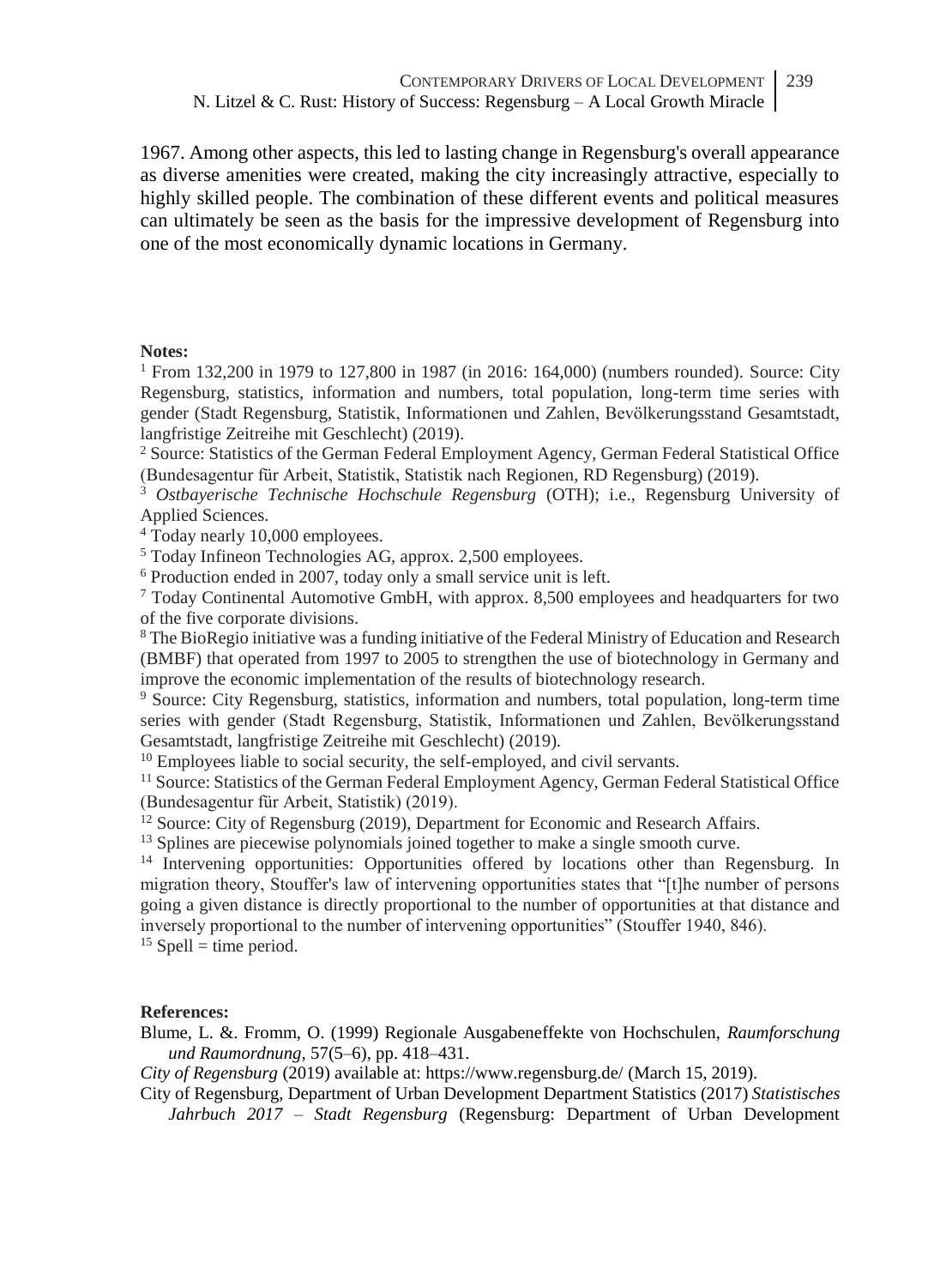1967. Among other aspects, this led to lasting change in Regensburg's overall appearance as diverse amenities were created, making the city increasingly attractive, especially to highly skilled people. The combination of these different events and political measures can ultimately be seen as the basis for the impressive development of Regensburg into one of the most economically dynamic locations in Germany.

**Notes:**

[1] From 132,200 in 1979 to 127,800 in 1987 (in 2016: 164,000) (numbers rounded). Source: City Regensburg, statistics, information and numbers, total population, long-term time series with gender (Stadt Regensburg, Statistik, Informationen und Zahlen, Bevölkerungsstand Gesamtstadt, langfristige Zeitreihe mit Geschlecht) (2019).

[2] Source: Statistics of the German Federal Employment Agency, German Federal Statistical Office (Bundesagentur für Arbeit, Statistik, Statistik nach Regionen, RD Regensburg) (2019).

[3] *Ostbayerische Technische Hochschule Regensburg* (OTH); i.e., Regensburg University of Applied Sciences.

[4] Today nearly 10,000 employees.

[5] Today Infineon Technologies AG, approx. 2,500 employees.

[6] Production ended in 2007, today only a small service unit is left.

[7] Today Continental Automotive GmbH, with approx. 8,500 employees and headquarters for two of the five corporate divisions.

[8] The BioRegio initiative was a funding initiative of the Federal Ministry of Education and Research (BMBF) that operated from 1997 to 2005 to strengthen the use of biotechnology in Germany and improve the economic implementation of the results of biotechnology research.

[9] Source: City Regensburg, statistics, information and numbers, total population, long-term time series with gender (Stadt Regensburg, Statistik, Informationen und Zahlen, Bevölkerungsstand Gesamtstadt, langfristige Zeitreihe mit Geschlecht) (2019).

[10] Employees liable to social security, the self-employed, and civil servants.

[11] Source: Statistics of the German Federal Employment Agency, German Federal Statistical Office (Bundesagentur für Arbeit, Statistik) (2019).

[12] Source: City of Regensburg (2019), Department for Economic and Research Affairs.

[13] Splines are piecewise polynomials joined together to make a single smooth curve.

[14] Intervening opportunities: Opportunities offered by locations other than Regensburg. In migration theory, Stouffer's law of intervening opportunities states that "[t]he number of persons going a given distance is directly proportional to the number of opportunities at that distance and inversely proportional to the number of intervening opportunities" (Stouffer 1940, 846).

[15] Spell = time period.

**References:**

Blume, L. &. Fromm, O. (1999) Regionale Ausgabeneffekte von Hochschulen, *Raumforschung und Raumordnung*, 57(5–6), pp. 418–431.

*City of Regensburg* (2019) available at: https://www.regensburg.de/ (March 15, 2019).

City of Regensburg, Department of Urban Development Department Statistics (2017) *Statistisches Jahrbuch 2017 – Stadt Regensburg* (Regensburg: Department of Urban Development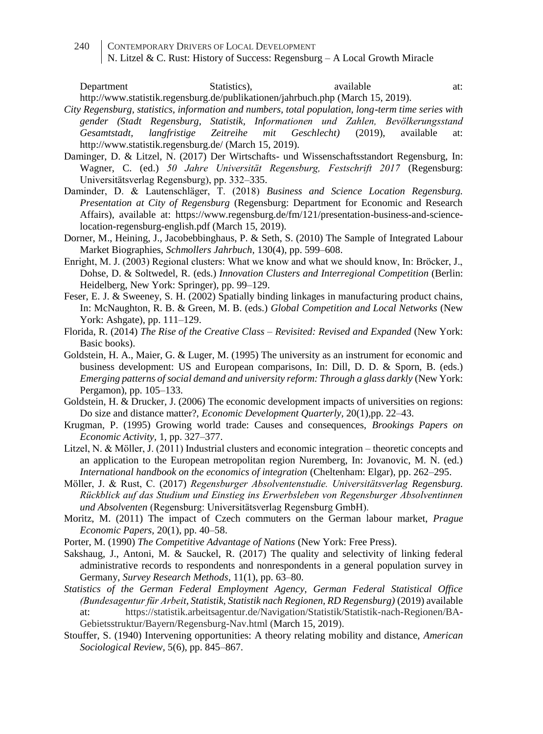Department Statistics), available at: http://www.statistik.regensburg.de/publikationen/jahrbuch.php (March 15, 2019).

*City Regensburg, statistics, information and numbers, total population, long-term time series with gender (Stadt Regensburg, Statistik, Informationen und Zahlen, Bevölkerungsstand Gesamtstadt, langfristige Zeitreihe mit Geschlecht)* (2019), available at: http://www.statistik.regensburg.de/ (March 15, 2019).

Daminger, D. & Litzel, N. (2017) Der Wirtschafts- und Wissenschaftsstandort Regensburg, In: Wagner, C. (ed.) *50 Jahre Universität Regensburg, Festschrift 2017* (Regensburg: Universitätsverlag Regensburg), pp. 332–335.

Daminder, D. & Lautenschläger, T. (2018) *Business and Science Location Regensburg. Presentation at City of Regensburg* (Regensburg: Department for Economic and Research Affairs), available at: https://www.regensburg.de/fm/121/presentation-business-and-science-location-regensburg-english.pdf (March 15, 2019).

Dorner, M., Heining, J., Jacobebbinghaus, P. & Seth, S. (2010) The Sample of Integrated Labour Market Biographies, *Schmollers Jahrbuch*, 130(4), pp. 599–608.

Enright, M. J. (2003) Regional clusters: What we know and what we should know, In: Bröcker, J., Dohse, D. & Soltwedel, R. (eds.) *Innovation Clusters and Interregional Competition* (Berlin: Heidelberg, New York: Springer), pp. 99–129.

Feser, E. J. & Sweeney, S. H. (2002) Spatially binding linkages in manufacturing product chains, In: McNaughton, R. B. & Green, M. B. (eds.) *Global Competition and Local Networks* (New York: Ashgate), pp. 111–129.

Florida, R. (2014) *The Rise of the Creative Class – Revisited: Revised and Expanded* (New York: Basic books).

Goldstein, H. A., Maier, G. & Luger, M. (1995) The university as an instrument for economic and business development: US and European comparisons, In: Dill, D. D. & Sporn, B. (eds.) *Emerging patterns of social demand and university reform: Through a glass darkly* (New York: Pergamon), pp. 105–133.

Goldstein, H. & Drucker, J. (2006) The economic development impacts of universities on regions: Do size and distance matter?, *Economic Development Quarterly*, 20(1),pp. 22–43.

Krugman, P. (1995) Growing world trade: Causes and consequences, *Brookings Papers on Economic Activity*, 1, pp. 327–377.

Litzel, N. & Möller, J. (2011) Industrial clusters and economic integration – theoretic concepts and an application to the European metropolitan region Nuremberg, In: Jovanovic, M. N. (ed.) *International handbook on the economics of integration* (Cheltenham: Elgar), pp. 262–295.

Möller, J. & Rust, C. (2017) *Regensburger Absolventenstudie. Universitätsverlag Regensburg. Rückblick auf das Studium und Einstieg ins Erwerbsleben von Regensburger Absolventinnen und Absolventen* (Regensburg: Universitätsverlag Regensburg GmbH).

Moritz, M. (2011) The impact of Czech commuters on the German labour market, *Prague Economic Papers*, 20(1), pp. 40–58.

Porter, M. (1990) *The Competitive Advantage of Nations* (New York: Free Press).

Sakshaug, J., Antoni, M. & Sauckel, R. (2017) The quality and selectivity of linking federal administrative records to respondents and nonrespondents in a general population survey in Germany, *Survey Research Methods*, 11(1), pp. 63–80.

*Statistics of the German Federal Employment Agency, German Federal Statistical Office (Bundesagentur für Arbeit, Statistik, Statistik nach Regionen, RD Regensburg)* (2019) available at: https://statistik.arbeitsagentur.de/Navigation/Statistik/Statistik-nach-Regionen/BA-Gebietsstruktur/Bayern/Regensburg-Nav.html (March 15, 2019).

Stouffer, S. (1940) Intervening opportunities: A theory relating mobility and distance, *American Sociological Review*, 5(6), pp. 845–867.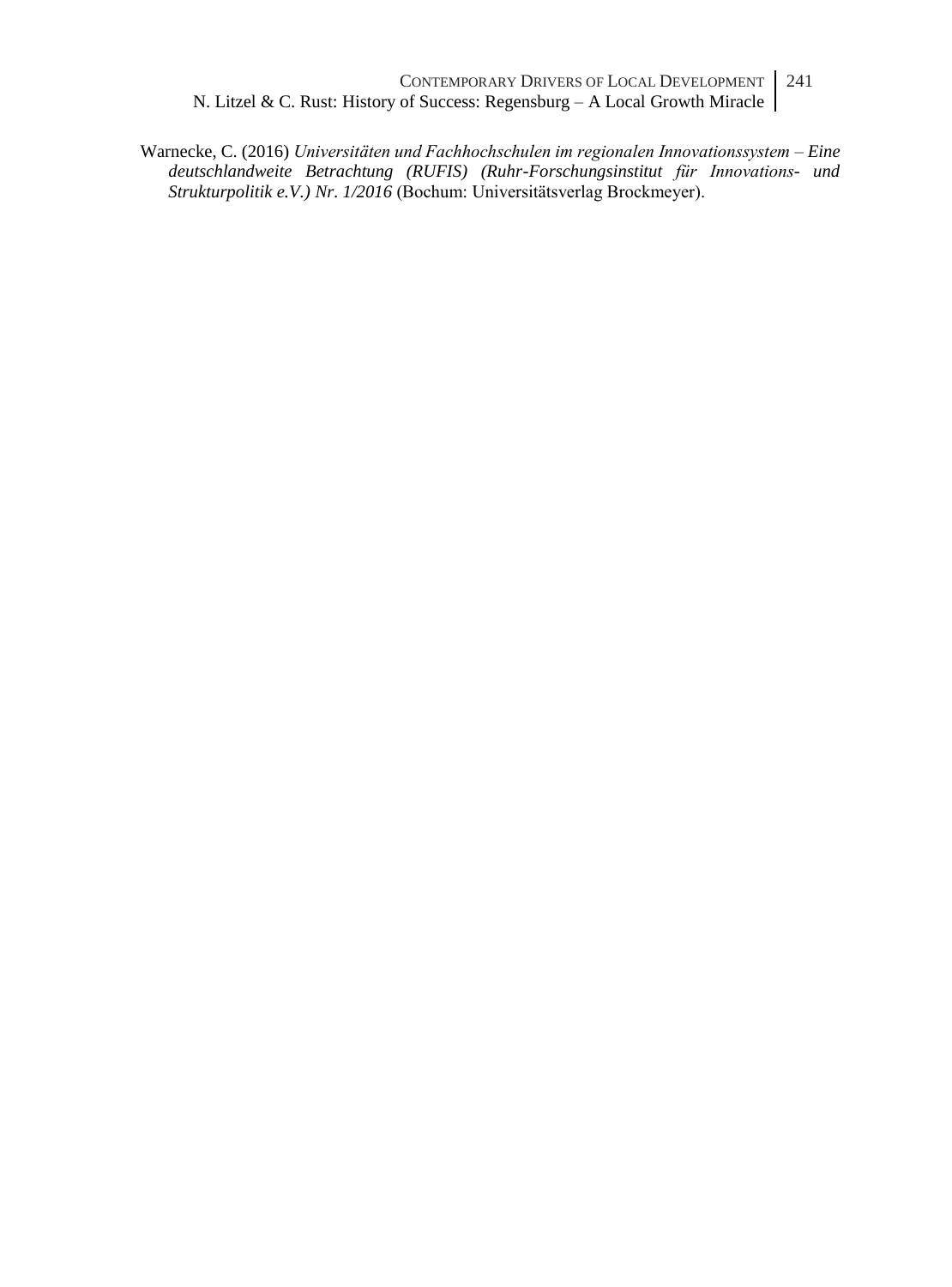Warnecke, C. (2016) *Universitäten und Fachhochschulen im regionalen Innovationssystem – Eine deutschlandweite Betrachtung (RUFIS) (Ruhr-Forschungsinstitut für Innovations- und Strukturpolitik e.V.) Nr. 1/2016* (Bochum: Universitätsverlag Brockmeyer).